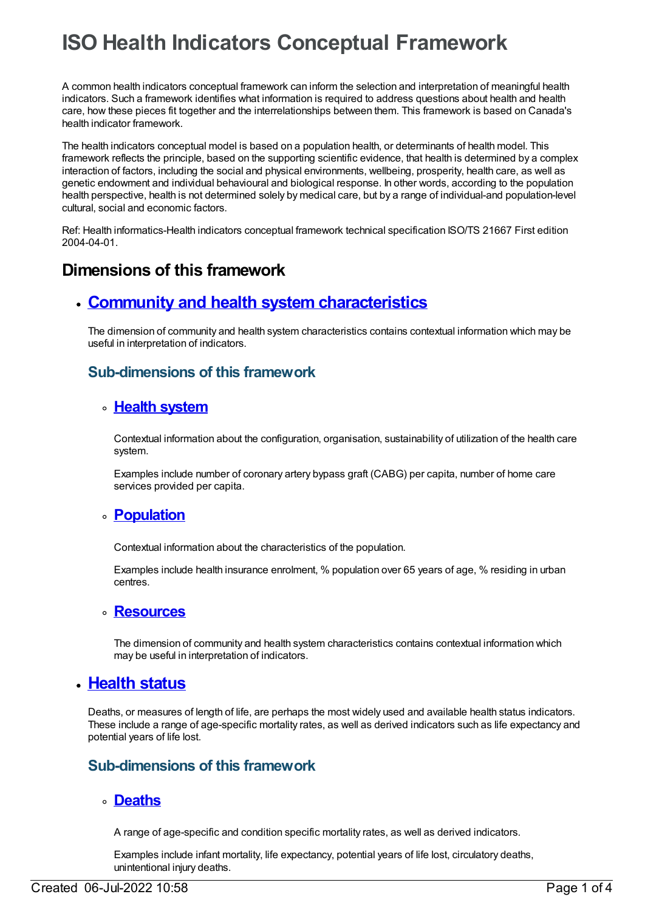# ISO Health Indicators Conceptual Framework

A common health indicators conceptual framework can inform the selection and interpretation of meaningful health indicators. Such a framework identifies what information is required to address questions about health and health care, how these pieces fit together and the interrelationships between them. This framework is based on Canada's health indicator framework.

The health indicators conceptual model is based on a population health, or determinants of health model. This framework reflects the principle, based on the supporting scientific evidence, that health is determined by a complex interaction of factors, including the social and physical environments, wellbeing, prosperity, health care, as well as genetic endowment and individual behavioural and biological response. In other words, according to the population health perspective, health is not determined solely by medical care, but by a range of individual-and population-level cultural, social and economic factors.

Ref: Health informatics-Health indicators conceptual framework technical specification ISO/TS 21667 First edition 2004-04-01.

## Dimensions of this framework

- ## Community and health system characteristics

  The dimension of community and health system characteristics contains contextual information which may be useful in interpretation of indicators.

  ### Sub-dimensions of this framework

  - #### Health system

    Contextual information about the configuration, organisation, sustainability of utilization of the health care system.

    Examples include number of coronary artery bypass graft (CABG) per capita, number of home care services provided per capita.

  - #### Population

    Contextual information about the characteristics of the population.

    Examples include health insurance enrolment, % population over 65 years of age, % residing in urban centres.

  - #### Resources

    The dimension of community and health system characteristics contains contextual information which may be useful in interpretation of indicators.

- ## Health status

  Deaths, or measures of length of life, are perhaps the most widely used and available health status indicators. These include a range of age-specific mortality rates, as well as derived indicators such as life expectancy and potential years of life lost.

  ### Sub-dimensions of this framework

  - #### Deaths

    A range of age-specific and condition specific mortality rates, as well as derived indicators.

    Examples include infant mortality, life expectancy, potential years of life lost, circulatory deaths, unintentional injury deaths.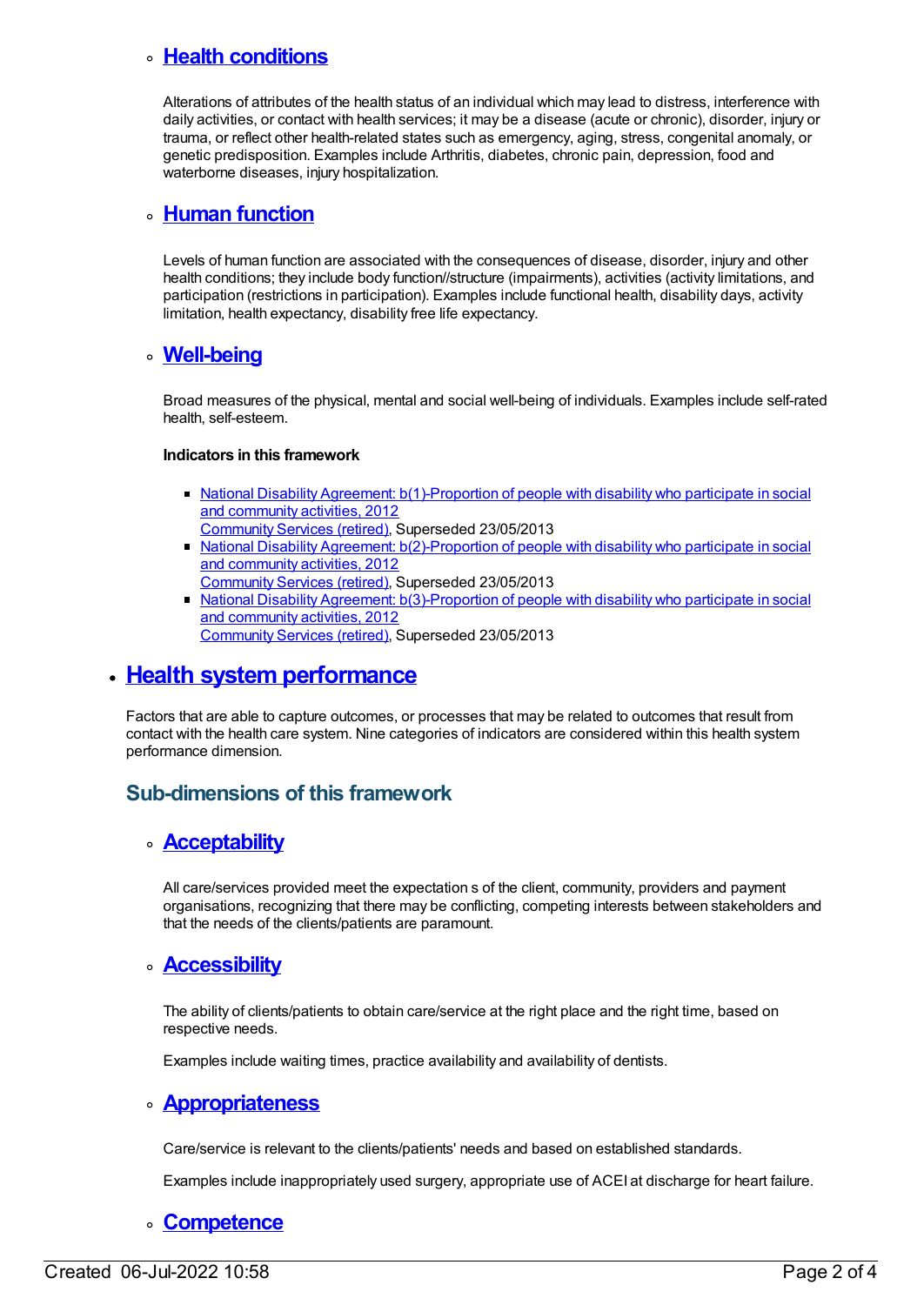- **Health conditions**

  Alterations of attributes of the health status of an individual which may lead to distress, interference with daily activities, or contact with health services; it may be a disease (acute or chronic), disorder, injury or trauma, or reflect other health-related states such as emergency, aging, stress, congenital anomaly, or genetic predisposition. Examples include Arthritis, diabetes, chronic pain, depression, food and waterborne diseases, injury hospitalization.

- **Human function**

  Levels of human function are associated with the consequences of disease, disorder, injury and other health conditions; they include body function//structure (impairments), activities (activity limitations, and participation (restrictions in participation). Examples include functional health, disability days, activity limitation, health expectancy, disability free life expectancy.

- **Well-being**

  Broad measures of the physical, mental and social well-being of individuals. Examples include self-rated health, self-esteem.

  **Indicators in this framework**

  - National Disability Agreement: b(1)-Proportion of people with disability who participate in social and community activities, 2012
    Community Services (retired), Superseded 23/05/2013
  - National Disability Agreement: b(2)-Proportion of people with disability who participate in social and community activities, 2012
    Community Services (retired), Superseded 23/05/2013
  - National Disability Agreement: b(3)-Proportion of people with disability who participate in social and community activities, 2012
    Community Services (retired), Superseded 23/05/2013

## Health system performance

Factors that are able to capture outcomes, or processes that may be related to outcomes that result from contact with the health care system. Nine categories of indicators are considered within this health system performance dimension.

### Sub-dimensions of this framework

- **Acceptability**

  All care/services provided meet the expectation s of the client, community, providers and payment organisations, recognizing that there may be conflicting, competing interests between stakeholders and that the needs of the clients/patients are paramount.

- **Accessibility**

  The ability of clients/patients to obtain care/service at the right place and the right time, based on respective needs.

  Examples include waiting times, practice availability and availability of dentists.

- **Appropriateness**

  Care/service is relevant to the clients/patients' needs and based on established standards.

  Examples include inappropriately used surgery, appropriate use of ACEI at discharge for heart failure.

- **Competence**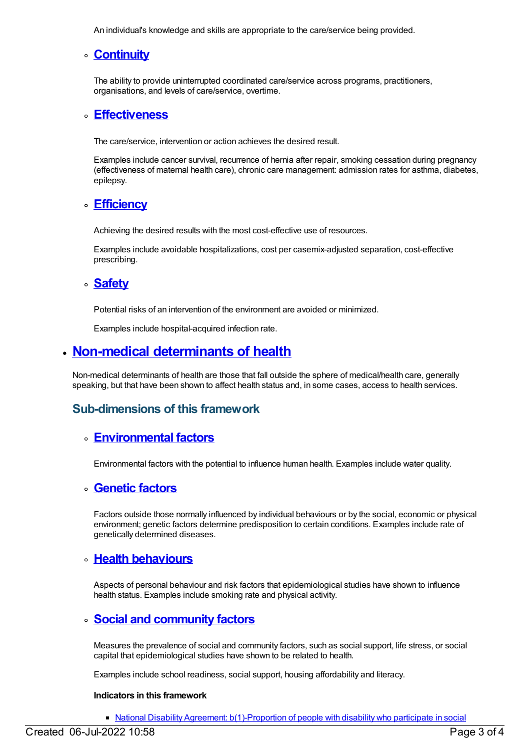An individual's knowledge and skills are appropriate to the care/service being provided.

- ### [Continuity]

  The ability to provide uninterrupted coordinated care/service across programs, practitioners, organisations, and levels of care/service, overtime.

- ### [Effectiveness]

  The care/service, intervention or action achieves the desired result.

  Examples include cancer survival, recurrence of hernia after repair, smoking cessation during pregnancy (effectiveness of maternal health care), chronic care management: admission rates for asthma, diabetes, epilepsy.

- ### [Efficiency]

  Achieving the desired results with the most cost-effective use of resources.

  Examples include avoidable hospitalizations, cost per casemix-adjusted separation, cost-effective prescribing.

- ### [Safety]

  Potential risks of an intervention of the environment are avoided or minimized.

  Examples include hospital-acquired infection rate.

## [Non-medical determinants of health]

Non-medical determinants of health are those that fall outside the sphere of medical/health care, generally speaking, but that have been shown to affect health status and, in some cases, access to health services.

### Sub-dimensions of this framework

- ### [Environmental factors]

  Environmental factors with the potential to influence human health. Examples include water quality.

- ### [Genetic factors]

  Factors outside those normally influenced by individual behaviours or by the social, economic or physical environment; genetic factors determine predisposition to certain conditions. Examples include rate of genetically determined diseases.

- ### [Health behaviours]

  Aspects of personal behaviour and risk factors that epidemiological studies have shown to influence health status. Examples include smoking rate and physical activity.

- ### [Social and community factors]

  Measures the prevalence of social and community factors, such as social support, life stress, or social capital that epidemiological studies have shown to be related to health.

  Examples include school readiness, social support, housing affordability and literacy.

  **Indicators in this framework**

  - National Disability Agreement: b(1)-Proportion of people with disability who participate in social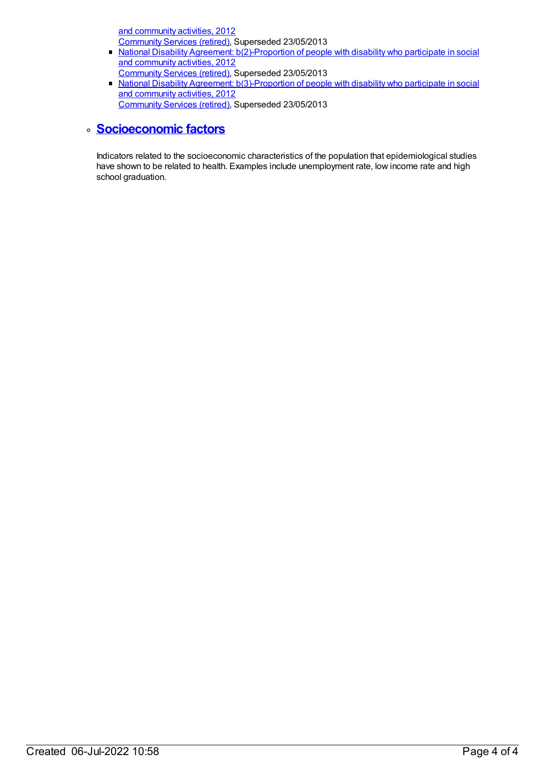and community activities, 2012
Community Services (retired), Superseded 23/05/2013
   - National Disability Agreement: b(2)-Proportion of people with disability who participate in social and community activities, 2012
Community Services (retired), Superseded 23/05/2013
   - National Disability Agreement: b(3)-Proportion of people with disability who participate in social and community activities, 2012
Community Services (retired), Superseded 23/05/2013

- **Socioeconomic factors**

  Indicators related to the socioeconomic characteristics of the population that epidemiological studies have shown to be related to health. Examples include unemployment rate, low income rate and high school graduation.